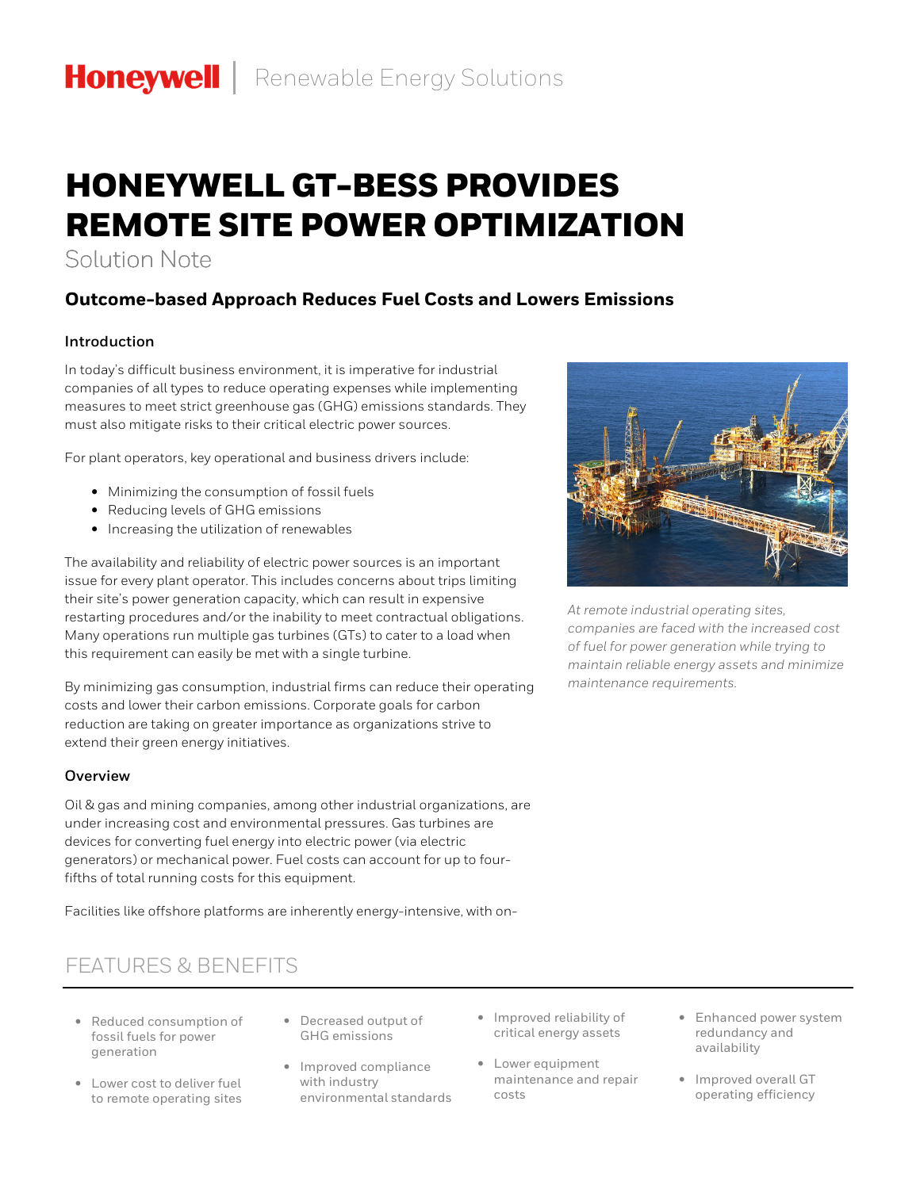Honeywell | Renewable Energy Solutions

# HONEYWELL GT-BESS PROVIDES REMOTE SITE POWER OPTIMIZATION

Solution Note

## Outcome-based Approach Reduces Fuel Costs and Lowers Emissions

### Introduction

In today's difficult business environment, it is imperative for industrial companies of all types to reduce operating expenses while implementing measures to meet strict greenhouse gas (GHG) emissions standards. They must also mitigate risks to their critical electric power sources.

For plant operators, key operational and business drivers include:

- Minimizing the consumption of fossil fuels
- Reducing levels of GHG emissions
- Increasing the utilization of renewables

The availability and reliability of electric power sources is an important issue for every plant operator. This includes concerns about trips limiting their site's power generation capacity, which can result in expensive restarting procedures and/or the inability to meet contractual obligations. Many operations run multiple gas turbines (GTs) to cater to a load when this requirement can easily be met with a single turbine.

By minimizing gas consumption, industrial firms can reduce their operating costs and lower their carbon emissions. Corporate goals for carbon reduction are taking on greater importance as organizations strive to extend their green energy initiatives.

*At remote industrial operating sites, companies are faced with the increased cost of fuel for power generation while trying to maintain reliable energy assets and minimize maintenance requirements.*

### Overview

Oil & gas and mining companies, among other industrial organizations, are under increasing cost and environmental pressures. Gas turbines are devices for converting fuel energy into electric power (via electric generators) or mechanical power. Fuel costs can account for up to four-fifths of total running costs for this equipment.

Facilities like offshore platforms are inherently energy-intensive, with on-

## FEATURES & BENEFITS

- Reduced consumption of fossil fuels for power generation
- Lower cost to deliver fuel to remote operating sites
- Decreased output of GHG emissions
- Improved compliance with industry environmental standards
- Improved reliability of critical energy assets
- Lower equipment maintenance and repair costs
- Enhanced power system redundancy and availability
- Improved overall GT operating efficiency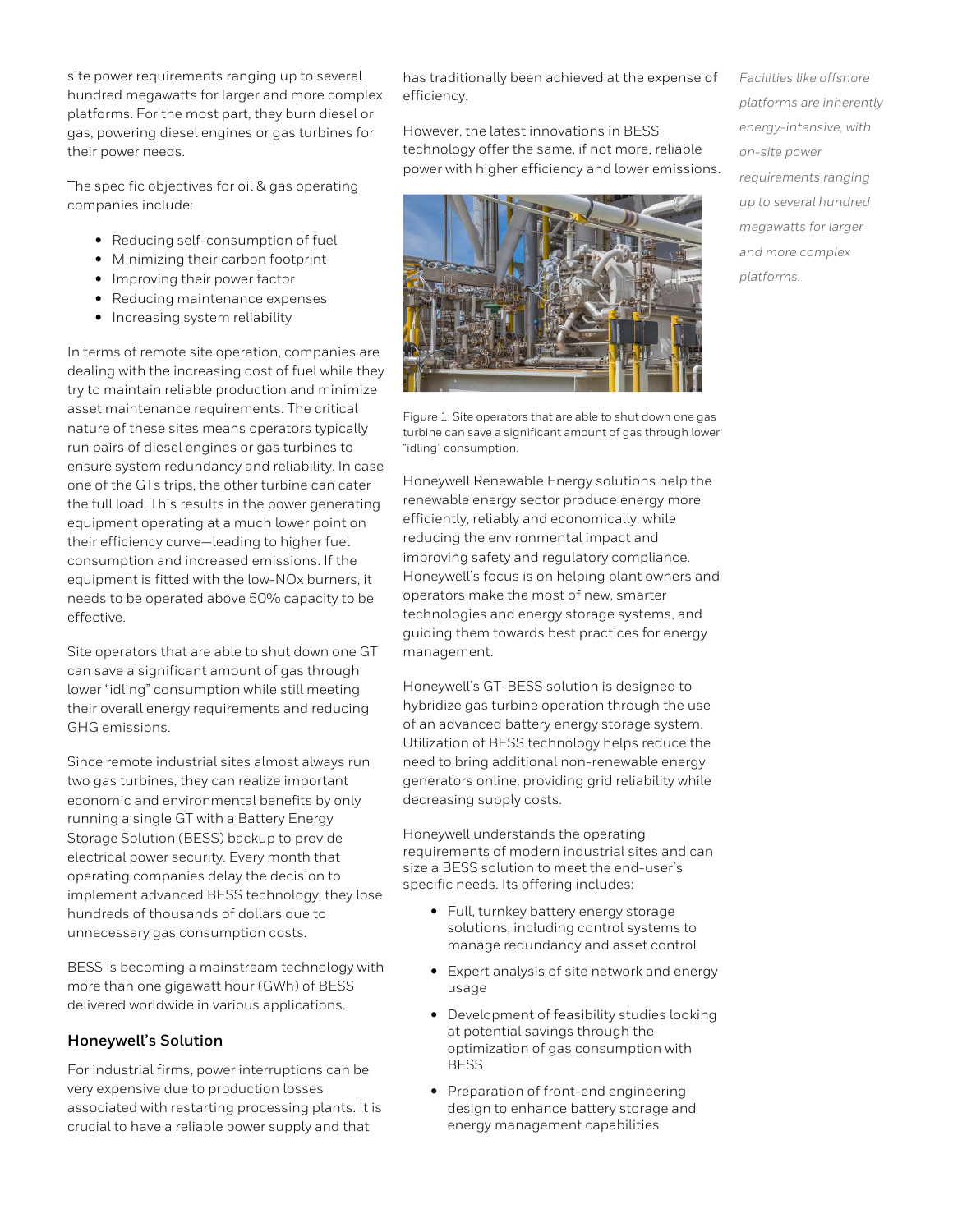site power requirements ranging up to several hundred megawatts for larger and more complex platforms. For the most part, they burn diesel or gas, powering diesel engines or gas turbines for their power needs.

The specific objectives for oil & gas operating companies include:

- Reducing self-consumption of fuel
- Minimizing their carbon footprint
- Improving their power factor
- Reducing maintenance expenses
- Increasing system reliability

In terms of remote site operation, companies are dealing with the increasing cost of fuel while they try to maintain reliable production and minimize asset maintenance requirements. The critical nature of these sites means operators typically run pairs of diesel engines or gas turbines to ensure system redundancy and reliability. In case one of the GTs trips, the other turbine can cater the full load. This results in the power generating equipment operating at a much lower point on their efficiency curve—leading to higher fuel consumption and increased emissions. If the equipment is fitted with the low-NOx burners, it needs to be operated above 50% capacity to be effective.

Site operators that are able to shut down one GT can save a significant amount of gas through lower "idling" consumption while still meeting their overall energy requirements and reducing GHG emissions.

Since remote industrial sites almost always run two gas turbines, they can realize important economic and environmental benefits by only running a single GT with a Battery Energy Storage Solution (BESS) backup to provide electrical power security. Every month that operating companies delay the decision to implement advanced BESS technology, they lose hundreds of thousands of dollars due to unnecessary gas consumption costs.

BESS is becoming a mainstream technology with more than one gigawatt hour (GWh) of BESS delivered worldwide in various applications.

## Honeywell's Solution

For industrial firms, power interruptions can be very expensive due to production losses associated with restarting processing plants. It is crucial to have a reliable power supply and that has traditionally been achieved at the expense of efficiency.

However, the latest innovations in BESS technology offer the same, if not more, reliable power with higher efficiency and lower emissions.

Figure 1: Site operators that are able to shut down one gas turbine can save a significant amount of gas through lower "idling" consumption.

Honeywell Renewable Energy solutions help the renewable energy sector produce energy more efficiently, reliably and economically, while reducing the environmental impact and improving safety and regulatory compliance. Honeywell's focus is on helping plant owners and operators make the most of new, smarter technologies and energy storage systems, and guiding them towards best practices for energy management.

Honeywell's GT-BESS solution is designed to hybridize gas turbine operation through the use of an advanced battery energy storage system. Utilization of BESS technology helps reduce the need to bring additional non-renewable energy generators online, providing grid reliability while decreasing supply costs.

Honeywell understands the operating requirements of modern industrial sites and can size a BESS solution to meet the end-user's specific needs. Its offering includes:

- Full, turnkey battery energy storage solutions, including control systems to manage redundancy and asset control
- Expert analysis of site network and energy usage
- Development of feasibility studies looking at potential savings through the optimization of gas consumption with BESS
- Preparation of front-end engineering design to enhance battery storage and energy management capabilities

*Facilities like offshore platforms are inherently energy-intensive, with on-site power requirements ranging up to several hundred megawatts for larger and more complex platforms.*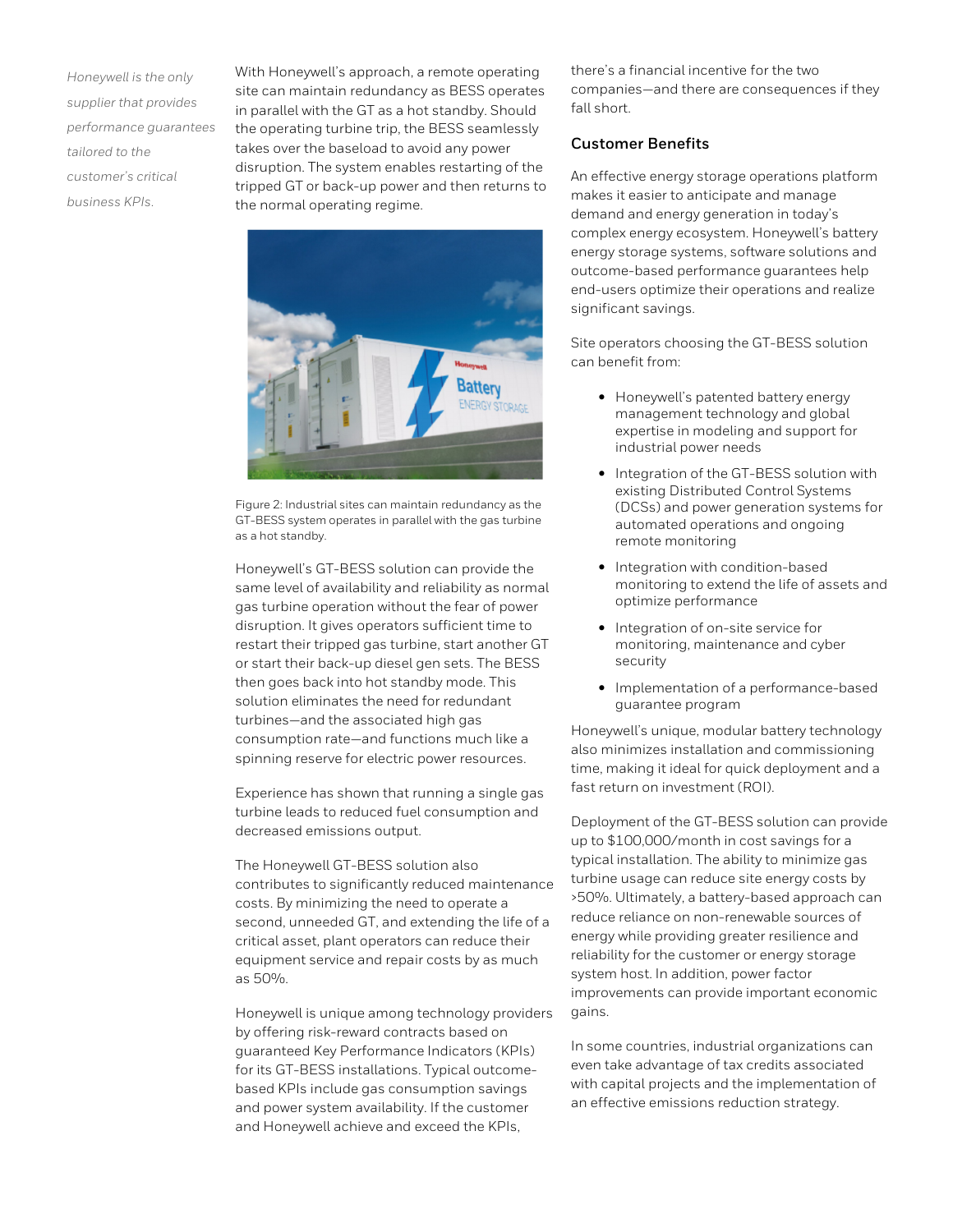*Honeywell is the only supplier that provides performance guarantees tailored to the customer's critical business KPIs.*

With Honeywell's approach, a remote operating site can maintain redundancy as BESS operates in parallel with the GT as a hot standby. Should the operating turbine trip, the BESS seamlessly takes over the baseload to avoid any power disruption. The system enables restarting of the tripped GT or back-up power and then returns to the normal operating regime.

Figure 2: Industrial sites can maintain redundancy as the GT-BESS system operates in parallel with the gas turbine as a hot standby.

Honeywell's GT-BESS solution can provide the same level of availability and reliability as normal gas turbine operation without the fear of power disruption. It gives operators sufficient time to restart their tripped gas turbine, start another GT or start their back-up diesel gen sets. The BESS then goes back into hot standby mode. This solution eliminates the need for redundant turbines—and the associated high gas consumption rate—and functions much like a spinning reserve for electric power resources.

Experience has shown that running a single gas turbine leads to reduced fuel consumption and decreased emissions output.

The Honeywell GT-BESS solution also contributes to significantly reduced maintenance costs. By minimizing the need to operate a second, unneeded GT, and extending the life of a critical asset, plant operators can reduce their equipment service and repair costs by as much as 50%.

Honeywell is unique among technology providers by offering risk-reward contracts based on guaranteed Key Performance Indicators (KPIs) for its GT-BESS installations. Typical outcome-based KPIs include gas consumption savings and power system availability. If the customer and Honeywell achieve and exceed the KPIs, there's a financial incentive for the two companies—and there are consequences if they fall short.

### Customer Benefits

An effective energy storage operations platform makes it easier to anticipate and manage demand and energy generation in today's complex energy ecosystem. Honeywell's battery energy storage systems, software solutions and outcome-based performance guarantees help end-users optimize their operations and realize significant savings.

Site operators choosing the GT-BESS solution can benefit from:

- Honeywell's patented battery energy management technology and global expertise in modeling and support for industrial power needs
- Integration of the GT-BESS solution with existing Distributed Control Systems (DCSs) and power generation systems for automated operations and ongoing remote monitoring
- Integration with condition-based monitoring to extend the life of assets and optimize performance
- Integration of on-site service for monitoring, maintenance and cyber security
- Implementation of a performance-based guarantee program

Honeywell's unique, modular battery technology also minimizes installation and commissioning time, making it ideal for quick deployment and a fast return on investment (ROI).

Deployment of the GT-BESS solution can provide up to $100,000/month in cost savings for a typical installation. The ability to minimize gas turbine usage can reduce site energy costs by >50%. Ultimately, a battery-based approach can reduce reliance on non-renewable sources of energy while providing greater resilience and reliability for the customer or energy storage system host. In addition, power factor improvements can provide important economic gains.

In some countries, industrial organizations can even take advantage of tax credits associated with capital projects and the implementation of an effective emissions reduction strategy.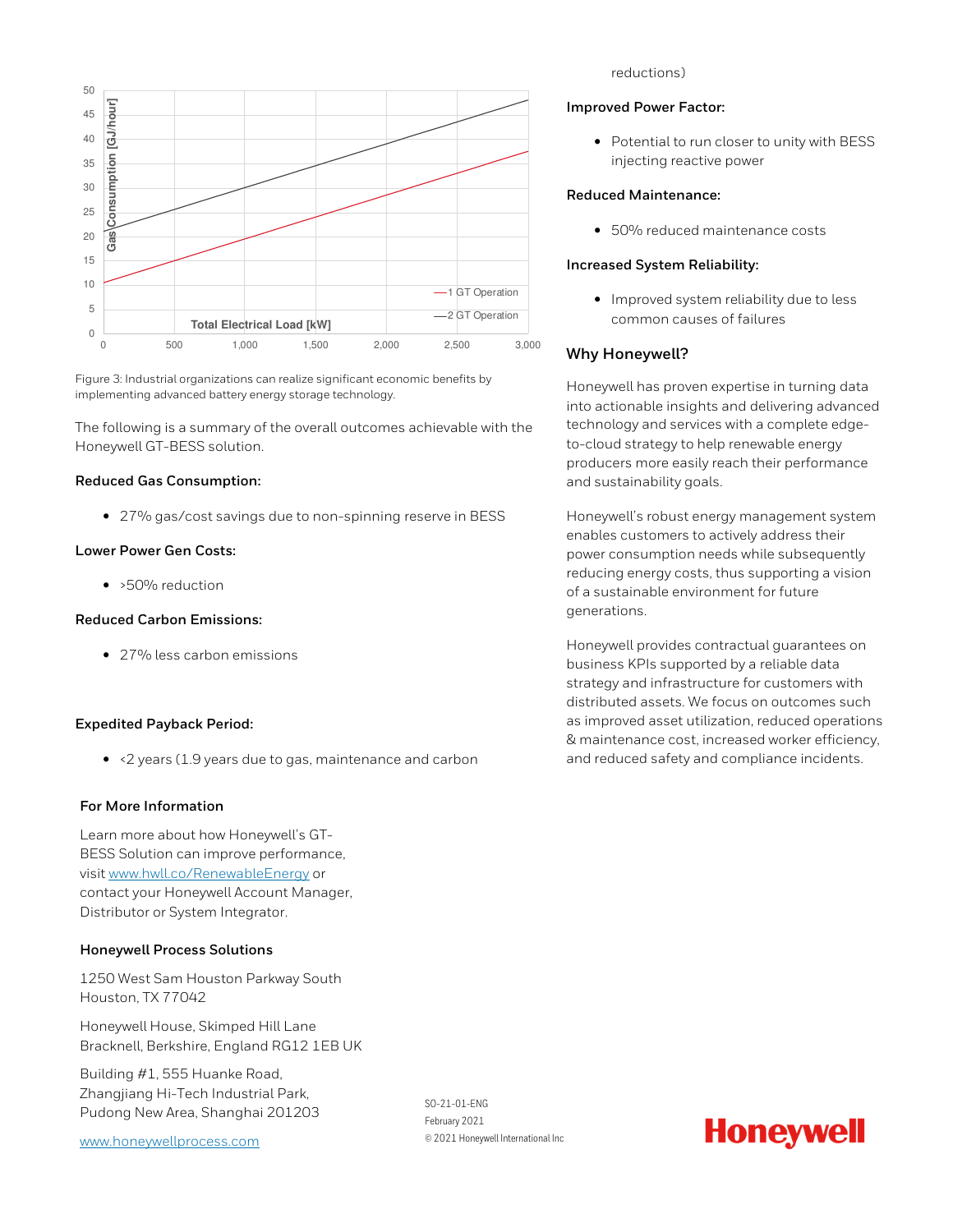50
45
40
35
30
25
20
15
10
5
0

Gas Consumption [GJ/hour]

0
500
1,000
1,500
2,000
2,500
3,000

Total Electrical Load [kW]

1 GT Operation
2 GT Operation

Figure 3: Industrial organizations can realize significant economic benefits by implementing advanced battery energy storage technology.

The following is a summary of the overall outcomes achievable with the Honeywell GT-BESS solution.

**Reduced Gas Consumption:**

- 27% gas/cost savings due to non-spinning reserve in BESS

**Lower Power Gen Costs:**

- >50% reduction

**Reduced Carbon Emissions:**

- 27% less carbon emissions

**Expedited Payback Period:**

- <2 years (1.9 years due to gas, maintenance and carbon reductions)

**Improved Power Factor:**

- Potential to run closer to unity with BESS injecting reactive power

**Reduced Maintenance:**

- 50% reduced maintenance costs

**Increased System Reliability:**

- Improved system reliability due to less common causes of failures

## Why Honeywell?

Honeywell has proven expertise in turning data into actionable insights and delivering advanced technology and services with a complete edge-to-cloud strategy to help renewable energy producers more easily reach their performance and sustainability goals.

Honeywell's robust energy management system enables customers to actively address their power consumption needs while subsequently reducing energy costs, thus supporting a vision of a sustainable environment for future generations.

Honeywell provides contractual guarantees on business KPIs supported by a reliable data strategy and infrastructure for customers with distributed assets. We focus on outcomes such as improved asset utilization, reduced operations & maintenance cost, increased worker efficiency, and reduced safety and compliance incidents.

### For More Information

Learn more about how Honeywell's GT-BESS Solution can improve performance, visit www.hwll.co/RenewableEnergy or contact your Honeywell Account Manager, Distributor or System Integrator.

### Honeywell Process Solutions

1250 West Sam Houston Parkway South
Houston, TX 77042

Honeywell House, Skimped Hill Lane
Bracknell, Berkshire, England RG12 1EB UK

Building #1, 555 Huanke Road,
Zhangjiang Hi-Tech Industrial Park,
Pudong New Area, Shanghai 201203

www.honeywellprocess.com

SO-21-01-ENG
February 2021
© 2021 Honeywell International Inc

Honeywell